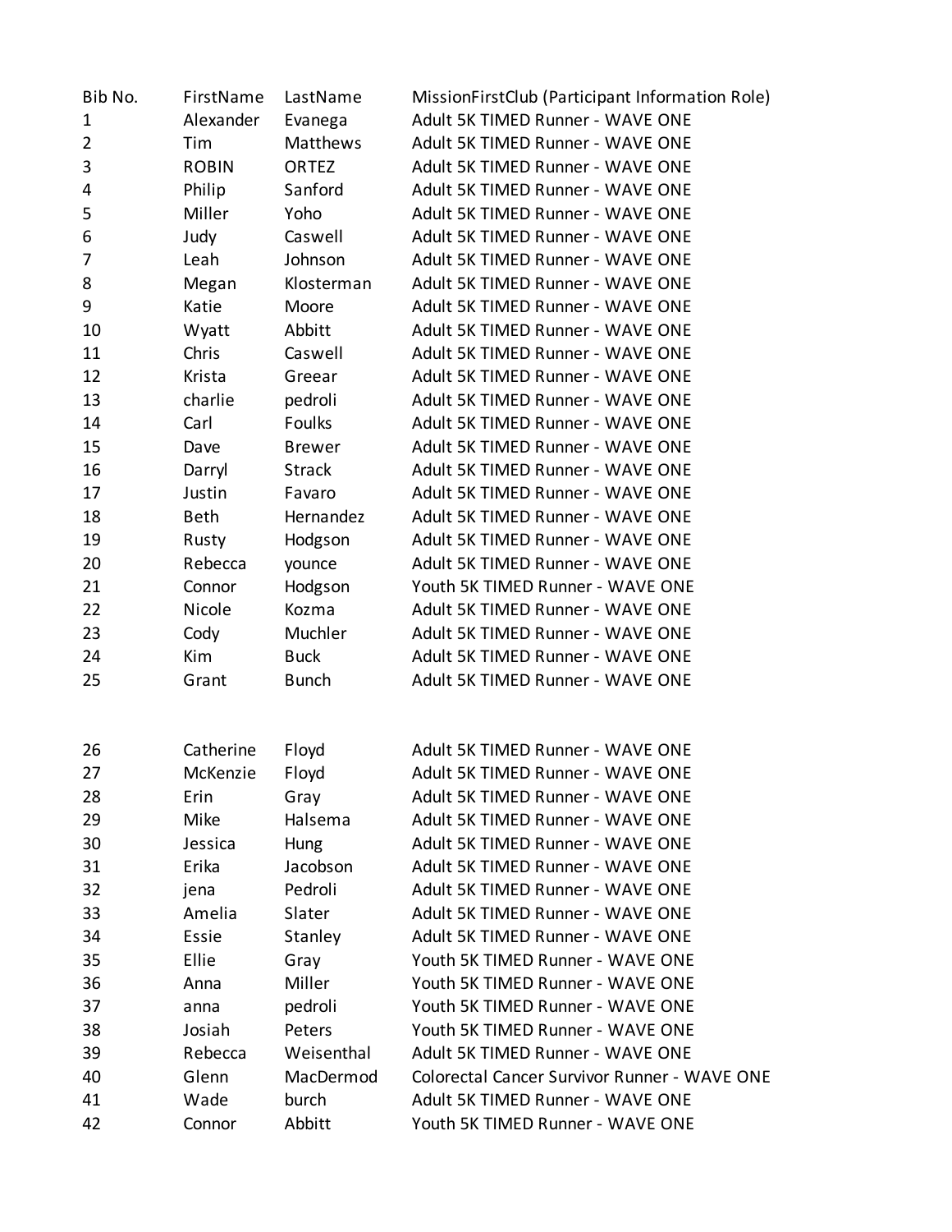| Bib No. | FirstName | LastName | MissionFirstClub (Participant Information Role) |
|---|---|---|---|
| 1 | Alexander | Evanega | Adult 5K TIMED Runner - WAVE ONE |
| 2 | Tim | Matthews | Adult 5K TIMED Runner - WAVE ONE |
| 3 | ROBIN | ORTEZ | Adult 5K TIMED Runner - WAVE ONE |
| 4 | Philip | Sanford | Adult 5K TIMED Runner - WAVE ONE |
| 5 | Miller | Yoho | Adult 5K TIMED Runner - WAVE ONE |
| 6 | Judy | Caswell | Adult 5K TIMED Runner - WAVE ONE |
| 7 | Leah | Johnson | Adult 5K TIMED Runner - WAVE ONE |
| 8 | Megan | Klosterman | Adult 5K TIMED Runner - WAVE ONE |
| 9 | Katie | Moore | Adult 5K TIMED Runner - WAVE ONE |
| 10 | Wyatt | Abbitt | Adult 5K TIMED Runner - WAVE ONE |
| 11 | Chris | Caswell | Adult 5K TIMED Runner - WAVE ONE |
| 12 | Krista | Greear | Adult 5K TIMED Runner - WAVE ONE |
| 13 | charlie | pedroli | Adult 5K TIMED Runner - WAVE ONE |
| 14 | Carl | Foulks | Adult 5K TIMED Runner - WAVE ONE |
| 15 | Dave | Brewer | Adult 5K TIMED Runner - WAVE ONE |
| 16 | Darryl | Strack | Adult 5K TIMED Runner - WAVE ONE |
| 17 | Justin | Favaro | Adult 5K TIMED Runner - WAVE ONE |
| 18 | Beth | Hernandez | Adult 5K TIMED Runner - WAVE ONE |
| 19 | Rusty | Hodgson | Adult 5K TIMED Runner - WAVE ONE |
| 20 | Rebecca | younce | Adult 5K TIMED Runner - WAVE ONE |
| 21 | Connor | Hodgson | Youth 5K TIMED Runner - WAVE ONE |
| 22 | Nicole | Kozma | Adult 5K TIMED Runner - WAVE ONE |
| 23 | Cody | Muchler | Adult 5K TIMED Runner - WAVE ONE |
| 24 | Kim | Buck | Adult 5K TIMED Runner - WAVE ONE |
| 25 | Grant | Bunch | Adult 5K TIMED Runner - WAVE ONE |
| 26 | Catherine | Floyd | Adult 5K TIMED Runner - WAVE ONE |
| 27 | McKenzie | Floyd | Adult 5K TIMED Runner - WAVE ONE |
| 28 | Erin | Gray | Adult 5K TIMED Runner - WAVE ONE |
| 29 | Mike | Halsema | Adult 5K TIMED Runner - WAVE ONE |
| 30 | Jessica | Hung | Adult 5K TIMED Runner - WAVE ONE |
| 31 | Erika | Jacobson | Adult 5K TIMED Runner - WAVE ONE |
| 32 | jena | Pedroli | Adult 5K TIMED Runner - WAVE ONE |
| 33 | Amelia | Slater | Adult 5K TIMED Runner - WAVE ONE |
| 34 | Essie | Stanley | Adult 5K TIMED Runner - WAVE ONE |
| 35 | Ellie | Gray | Youth 5K TIMED Runner - WAVE ONE |
| 36 | Anna | Miller | Youth 5K TIMED Runner - WAVE ONE |
| 37 | anna | pedroli | Youth 5K TIMED Runner - WAVE ONE |
| 38 | Josiah | Peters | Youth 5K TIMED Runner - WAVE ONE |
| 39 | Rebecca | Weisenthal | Adult 5K TIMED Runner - WAVE ONE |
| 40 | Glenn | MacDermod | Colorectal Cancer Survivor Runner - WAVE ONE |
| 41 | Wade | burch | Adult 5K TIMED Runner - WAVE ONE |
| 42 | Connor | Abbitt | Youth 5K TIMED Runner - WAVE ONE |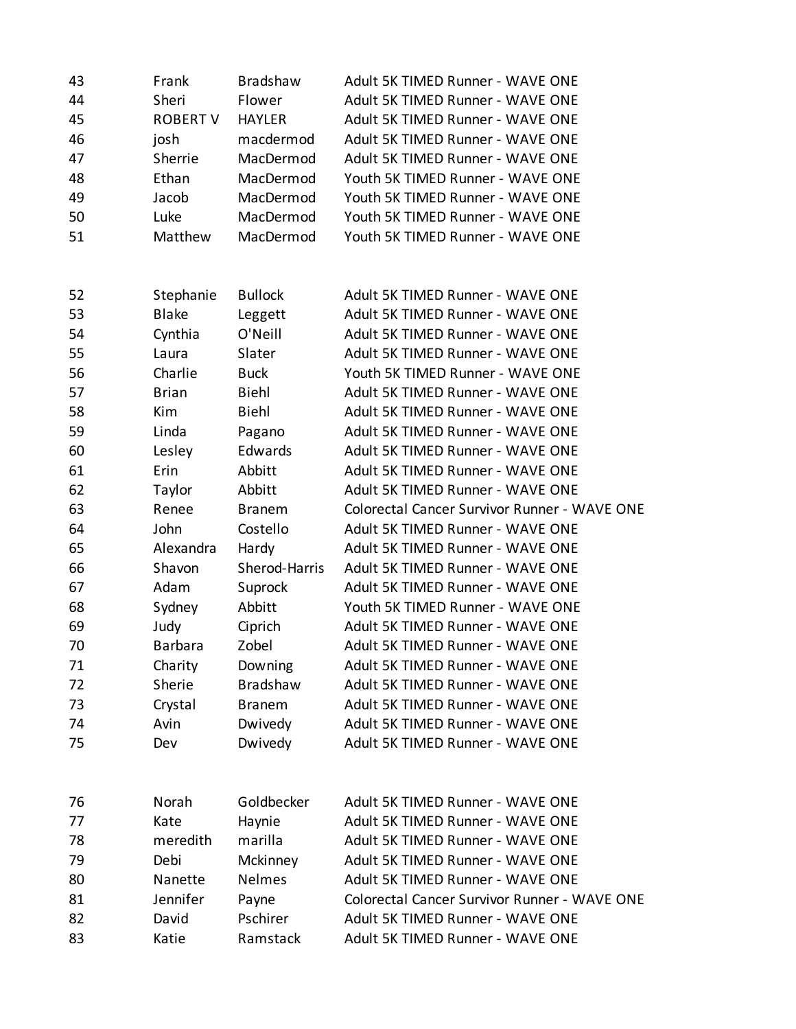| | | | |
|---|---|---|---|
| 43 | Frank | Bradshaw | Adult 5K TIMED Runner - WAVE ONE |
| 44 | Sheri | Flower | Adult 5K TIMED Runner - WAVE ONE |
| 45 | ROBERT V | HAYLER | Adult 5K TIMED Runner - WAVE ONE |
| 46 | josh | macdermod | Adult 5K TIMED Runner - WAVE ONE |
| 47 | Sherrie | MacDermod | Adult 5K TIMED Runner - WAVE ONE |
| 48 | Ethan | MacDermod | Youth 5K TIMED Runner - WAVE ONE |
| 49 | Jacob | MacDermod | Youth 5K TIMED Runner - WAVE ONE |
| 50 | Luke | MacDermod | Youth 5K TIMED Runner - WAVE ONE |
| 51 | Matthew | MacDermod | Youth 5K TIMED Runner - WAVE ONE |

| | | | |
|---|---|---|---|
| 52 | Stephanie | Bullock | Adult 5K TIMED Runner - WAVE ONE |
| 53 | Blake | Leggett | Adult 5K TIMED Runner - WAVE ONE |
| 54 | Cynthia | O'Neill | Adult 5K TIMED Runner - WAVE ONE |
| 55 | Laura | Slater | Adult 5K TIMED Runner - WAVE ONE |
| 56 | Charlie | Buck | Youth 5K TIMED Runner - WAVE ONE |
| 57 | Brian | Biehl | Adult 5K TIMED Runner - WAVE ONE |
| 58 | Kim | Biehl | Adult 5K TIMED Runner - WAVE ONE |
| 59 | Linda | Pagano | Adult 5K TIMED Runner - WAVE ONE |
| 60 | Lesley | Edwards | Adult 5K TIMED Runner - WAVE ONE |
| 61 | Erin | Abbitt | Adult 5K TIMED Runner - WAVE ONE |
| 62 | Taylor | Abbitt | Adult 5K TIMED Runner - WAVE ONE |
| 63 | Renee | Branem | Colorectal Cancer Survivor Runner - WAVE ONE |
| 64 | John | Costello | Adult 5K TIMED Runner - WAVE ONE |
| 65 | Alexandra | Hardy | Adult 5K TIMED Runner - WAVE ONE |
| 66 | Shavon | Sherod-Harris | Adult 5K TIMED Runner - WAVE ONE |
| 67 | Adam | Suprock | Adult 5K TIMED Runner - WAVE ONE |
| 68 | Sydney | Abbitt | Youth 5K TIMED Runner - WAVE ONE |
| 69 | Judy | Ciprich | Adult 5K TIMED Runner - WAVE ONE |
| 70 | Barbara | Zobel | Adult 5K TIMED Runner - WAVE ONE |
| 71 | Charity | Downing | Adult 5K TIMED Runner - WAVE ONE |
| 72 | Sherie | Bradshaw | Adult 5K TIMED Runner - WAVE ONE |
| 73 | Crystal | Branem | Adult 5K TIMED Runner - WAVE ONE |
| 74 | Avin | Dwivedy | Adult 5K TIMED Runner - WAVE ONE |
| 75 | Dev | Dwivedy | Adult 5K TIMED Runner - WAVE ONE |

| | | | |
|---|---|---|---|
| 76 | Norah | Goldbecker | Adult 5K TIMED Runner - WAVE ONE |
| 77 | Kate | Haynie | Adult 5K TIMED Runner - WAVE ONE |
| 78 | meredith | marilla | Adult 5K TIMED Runner - WAVE ONE |
| 79 | Debi | Mckinney | Adult 5K TIMED Runner - WAVE ONE |
| 80 | Nanette | Nelmes | Adult 5K TIMED Runner - WAVE ONE |
| 81 | Jennifer | Payne | Colorectal Cancer Survivor Runner - WAVE ONE |
| 82 | David | Pschirer | Adult 5K TIMED Runner - WAVE ONE |
| 83 | Katie | Ramstack | Adult 5K TIMED Runner - WAVE ONE |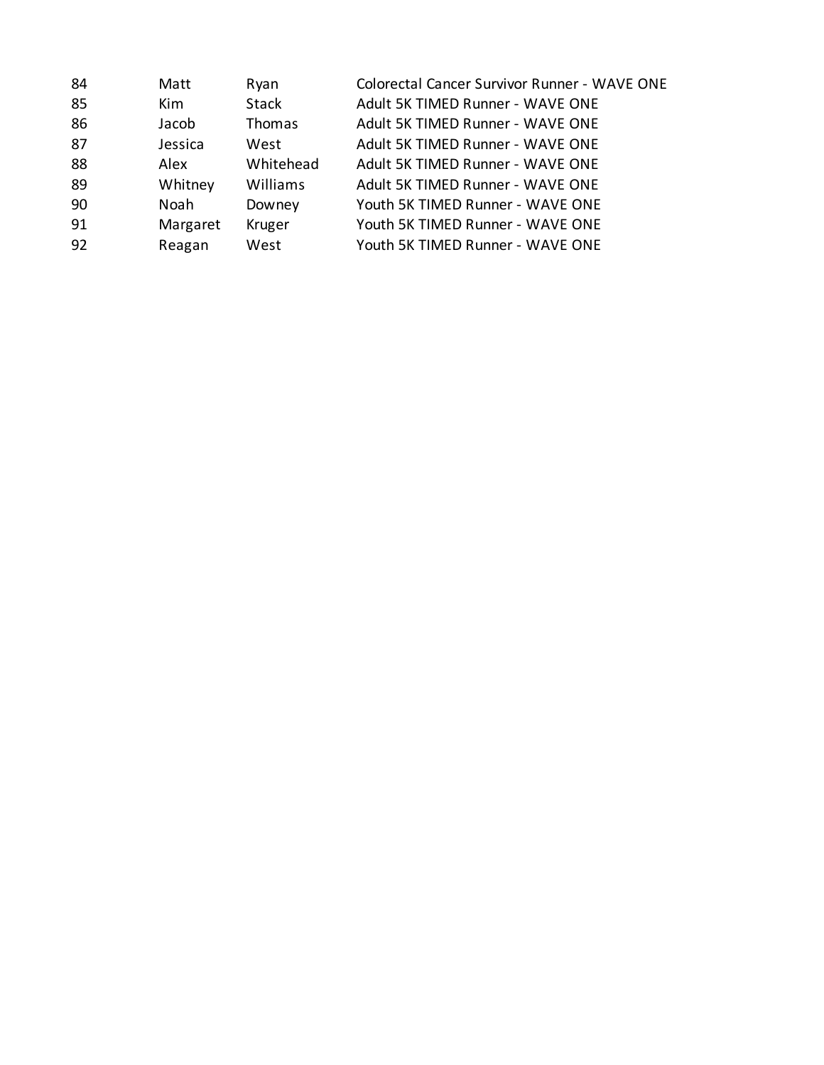| | | | |
|---|---|---|---|
| 84 | Matt | Ryan | Colorectal Cancer Survivor Runner - WAVE ONE |
| 85 | Kim | Stack | Adult 5K TIMED Runner - WAVE ONE |
| 86 | Jacob | Thomas | Adult 5K TIMED Runner - WAVE ONE |
| 87 | Jessica | West | Adult 5K TIMED Runner - WAVE ONE |
| 88 | Alex | Whitehead | Adult 5K TIMED Runner - WAVE ONE |
| 89 | Whitney | Williams | Adult 5K TIMED Runner - WAVE ONE |
| 90 | Noah | Downey | Youth 5K TIMED Runner - WAVE ONE |
| 91 | Margaret | Kruger | Youth 5K TIMED Runner - WAVE ONE |
| 92 | Reagan | West | Youth 5K TIMED Runner - WAVE ONE |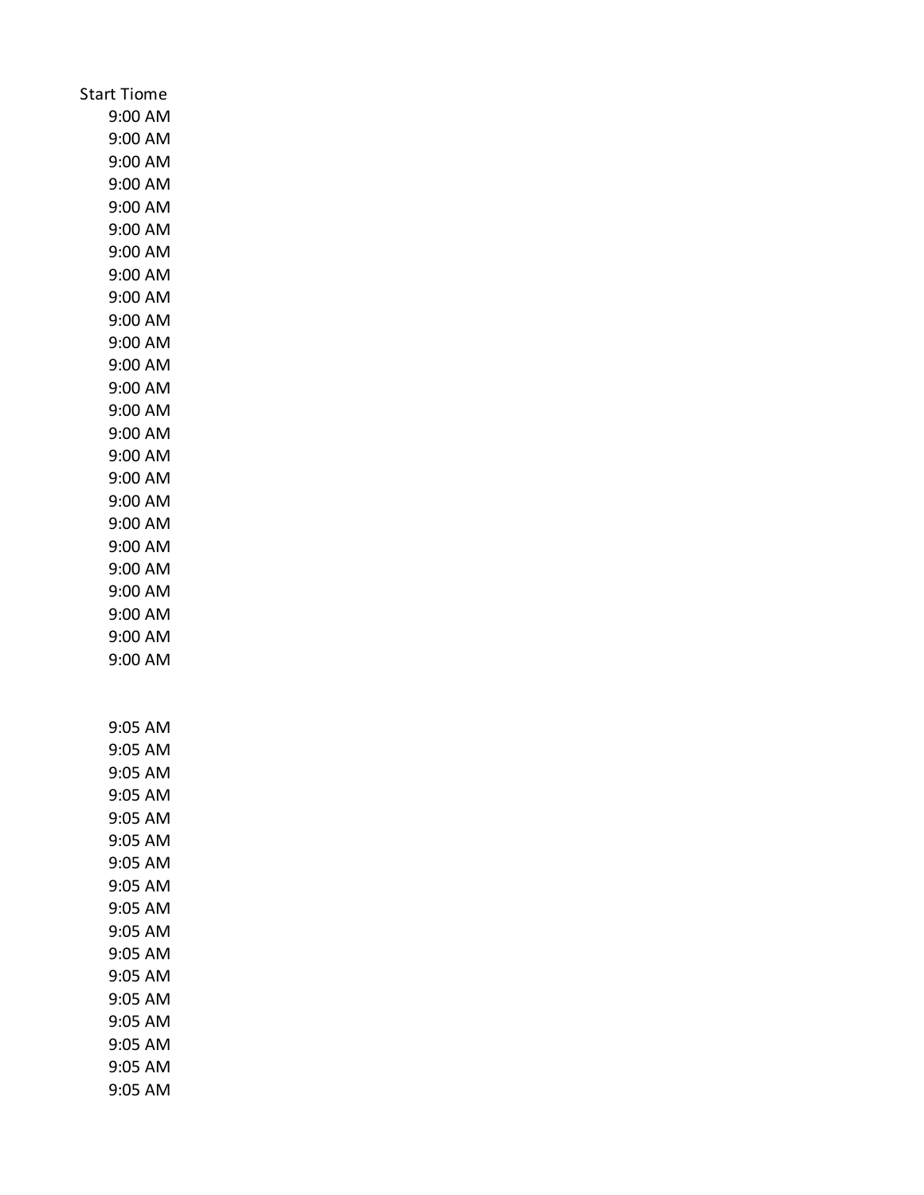| Start Tiome |
|---|
| 9:00 AM |
| 9:00 AM |
| 9:00 AM |
| 9:00 AM |
| 9:00 AM |
| 9:00 AM |
| 9:00 AM |
| 9:00 AM |
| 9:00 AM |
| 9:00 AM |
| 9:00 AM |
| 9:00 AM |
| 9:00 AM |
| 9:00 AM |
| 9:00 AM |
| 9:00 AM |
| 9:00 AM |
| 9:00 AM |
| 9:00 AM |
| 9:00 AM |
| 9:00 AM |
| 9:00 AM |
| 9:00 AM |
| 9:00 AM |
| |
| |
| 9:05 AM |
| 9:05 AM |
| 9:05 AM |
| 9:05 AM |
| 9:05 AM |
| 9:05 AM |
| 9:05 AM |
| 9:05 AM |
| 9:05 AM |
| 9:05 AM |
| 9:05 AM |
| 9:05 AM |
| 9:05 AM |
| 9:05 AM |
| 9:05 AM |
| 9:05 AM |
| 9:05 AM |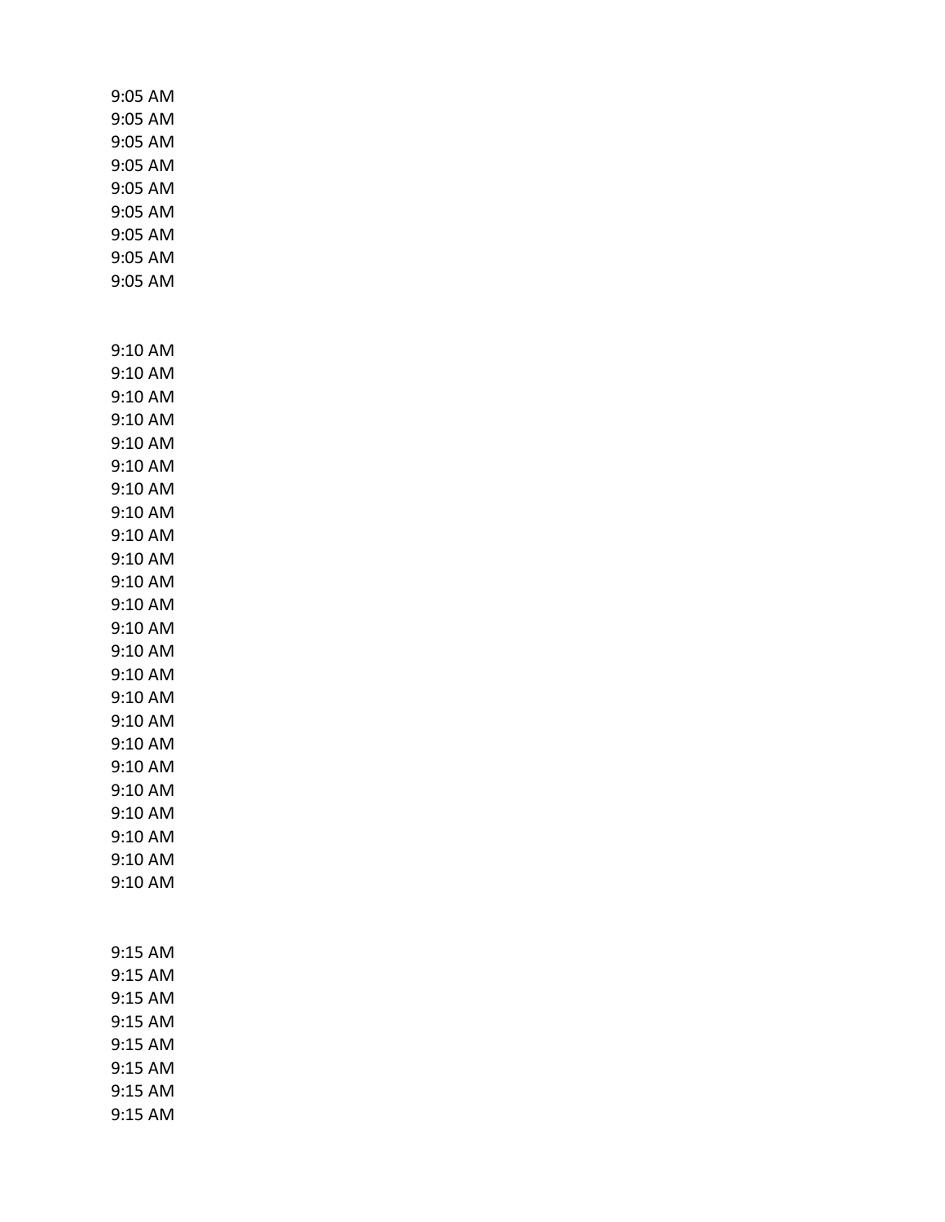9:05 AM
9:05 AM
9:05 AM
9:05 AM
9:05 AM
9:05 AM
9:05 AM
9:05 AM
9:05 AM

9:10 AM
9:10 AM
9:10 AM
9:10 AM
9:10 AM
9:10 AM
9:10 AM
9:10 AM
9:10 AM
9:10 AM
9:10 AM
9:10 AM
9:10 AM
9:10 AM
9:10 AM
9:10 AM
9:10 AM
9:10 AM
9:10 AM
9:10 AM
9:10 AM
9:10 AM
9:10 AM
9:10 AM

9:15 AM
9:15 AM
9:15 AM
9:15 AM
9:15 AM
9:15 AM
9:15 AM
9:15 AM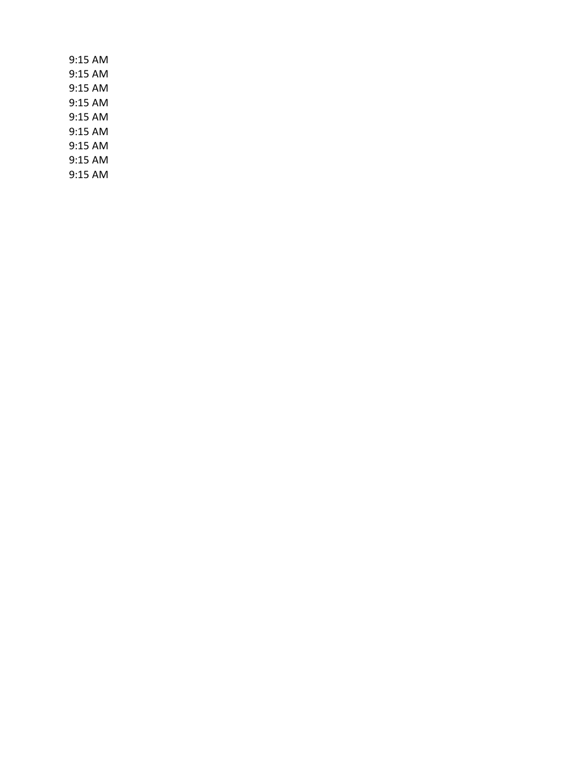9:15 AM
9:15 AM
9:15 AM
9:15 AM
9:15 AM
9:15 AM
9:15 AM
9:15 AM
9:15 AM